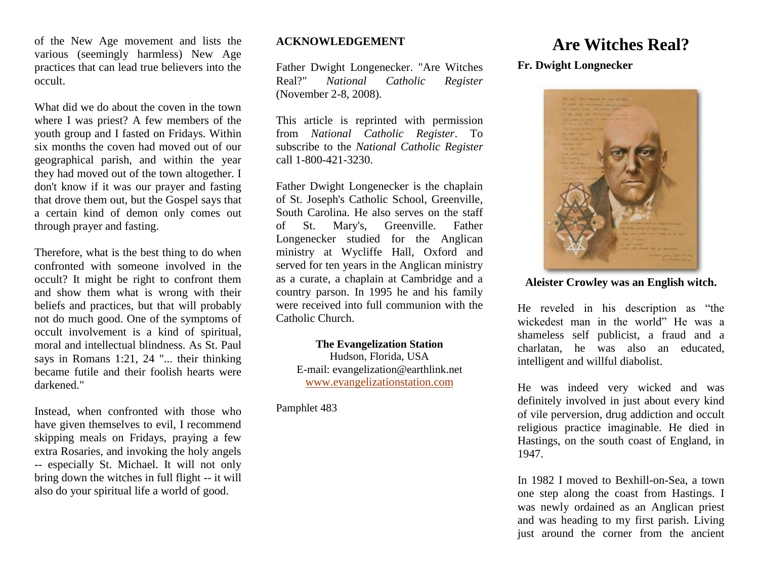of the New Age movement and lists the various (seemingly harmless) New Age practices that can lead true believers into the occult.

What did we do about the coven in the town where I was priest? A few members of the youth group and I fasted on Fridays. Within six months the coven had moved out of our geographical parish, and within the year they had moved out of the town altogether. I don't know if it was our prayer and fasting that drove them out, but the Gospel says that a certain kind of demon only comes out through prayer and fasting.

Therefore, what is the best thing to do when confronted with someone involved in the occult? It might be right to confront them and show them what is wrong with their beliefs and practices, but that will probably not do much good. One of the symptoms of occult involvement is a kind of spiritual, moral and intellectual blindness. As St. Paul says in Romans 1:21, 24 "... their thinking became futile and their foolish hearts were darkened."

Instead, when confronted with those who have given themselves to evil, I recommend skipping meals on Fridays, praying a few extra Rosaries, and invoking the holy angels -- especially St. Michael. It will not only bring down the witches in full flight -- it will also do your spiritual life a world of good.

**ACKNOWLEDGEMENT**

Father Dwight Longenecker. "Are Witches Real?" *National Catholic Register* (November 2-8, 2008).

This article is reprinted with permission from *National Catholic Register*. To subscribe to the *National Catholic Register* call 1-800-421-3230.

Father Dwight Longenecker is the chaplain of St. Joseph's Catholic School, Greenville, South Carolina. He also serves on the staff of St. Mary's, Greenville. Father Longenecker studied for the Anglican ministry at Wycliffe Hall, Oxford and served for ten years in the Anglican ministry as a curate, a chaplain at Cambridge and a country parson. In 1995 he and his family were received into full communion with the Catholic Church.

**The Evangelization Station**
Hudson, Florida, USA
E-mail: evangelization@earthlink.net
www.evangelizationstation.com

Pamphlet 483

# Are Witches Real?

**Fr. Dwight Longnecker**

**Aleister Crowley was an English witch.**

He reveled in his description as "the wickedest man in the world" He was a shameless self publicist, a fraud and a charlatan, he was also an educated, intelligent and willful diabolist.

He was indeed very wicked and was definitely involved in just about every kind of vile perversion, drug addiction and occult religious practice imaginable. He died in Hastings, on the south coast of England, in 1947.

In 1982 I moved to Bexhill-on-Sea, a town one step along the coast from Hastings. I was newly ordained as an Anglican priest and was heading to my first parish. Living just around the corner from the ancient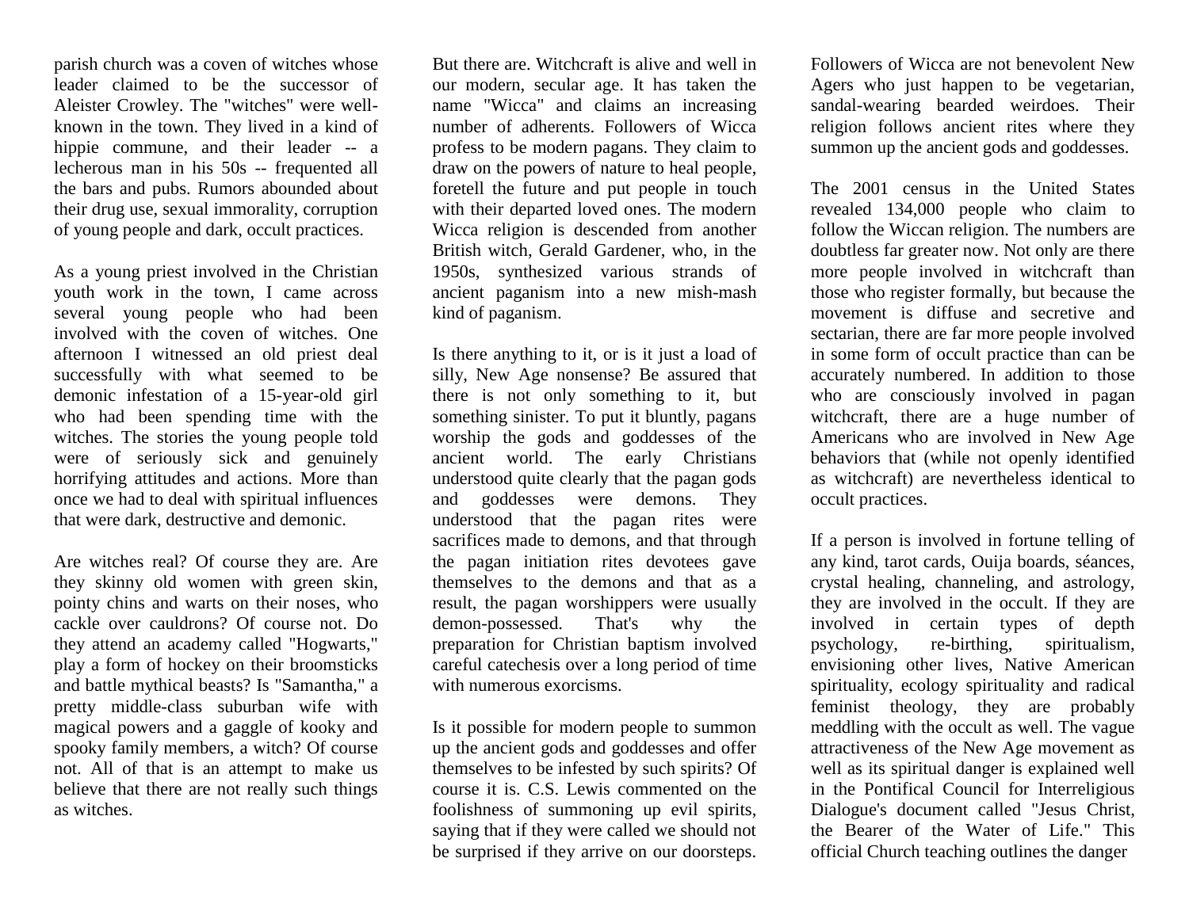parish church was a coven of witches whose leader claimed to be the successor of Aleister Crowley. The "witches" were well-known in the town. They lived in a kind of hippie commune, and their leader -- a lecherous man in his 50s -- frequented all the bars and pubs. Rumors abounded about their drug use, sexual immorality, corruption of young people and dark, occult practices.

As a young priest involved in the Christian youth work in the town, I came across several young people who had been involved with the coven of witches. One afternoon I witnessed an old priest deal successfully with what seemed to be demonic infestation of a 15-year-old girl who had been spending time with the witches. The stories the young people told were of seriously sick and genuinely horrifying attitudes and actions. More than once we had to deal with spiritual influences that were dark, destructive and demonic.

Are witches real? Of course they are. Are they skinny old women with green skin, pointy chins and warts on their noses, who cackle over cauldrons? Of course not. Do they attend an academy called "Hogwarts," play a form of hockey on their broomsticks and battle mythical beasts? Is "Samantha," a pretty middle-class suburban wife with magical powers and a gaggle of kooky and spooky family members, a witch? Of course not. All of that is an attempt to make us believe that there are not really such things as witches.

But there are. Witchcraft is alive and well in our modern, secular age. It has taken the name "Wicca" and claims an increasing number of adherents. Followers of Wicca profess to be modern pagans. They claim to draw on the powers of nature to heal people, foretell the future and put people in touch with their departed loved ones. The modern Wicca religion is descended from another British witch, Gerald Gardener, who, in the 1950s, synthesized various strands of ancient paganism into a new mish-mash kind of paganism.

Is there anything to it, or is it just a load of silly, New Age nonsense? Be assured that there is not only something to it, but something sinister. To put it bluntly, pagans worship the gods and goddesses of the ancient world. The early Christians understood quite clearly that the pagan gods and goddesses were demons. They understood that the pagan rites were sacrifices made to demons, and that through the pagan initiation rites devotees gave themselves to the demons and that as a result, the pagan worshippers were usually demon-possessed. That's why the preparation for Christian baptism involved careful catechesis over a long period of time with numerous exorcisms.

Is it possible for modern people to summon up the ancient gods and goddesses and offer themselves to be infested by such spirits? Of course it is. C.S. Lewis commented on the foolishness of summoning up evil spirits, saying that if they were called we should not be surprised if they arrive on our doorsteps. Followers of Wicca are not benevolent New Agers who just happen to be vegetarian, sandal-wearing bearded weirdoes. Their religion follows ancient rites where they summon up the ancient gods and goddesses.

The 2001 census in the United States revealed 134,000 people who claim to follow the Wiccan religion. The numbers are doubtless far greater now. Not only are there more people involved in witchcraft than those who register formally, but because the movement is diffuse and secretive and sectarian, there are far more people involved in some form of occult practice than can be accurately numbered. In addition to those who are consciously involved in pagan witchcraft, there are a huge number of Americans who are involved in New Age behaviors that (while not openly identified as witchcraft) are nevertheless identical to occult practices.

If a person is involved in fortune telling of any kind, tarot cards, Ouija boards, séances, crystal healing, channeling, and astrology, they are involved in the occult. If they are involved in certain types of depth psychology, re-birthing, spiritualism, envisioning other lives, Native American spirituality, ecology spirituality and radical feminist theology, they are probably meddling with the occult as well. The vague attractiveness of the New Age movement as well as its spiritual danger is explained well in the Pontifical Council for Interreligious Dialogue's document called "Jesus Christ, the Bearer of the Water of Life." This official Church teaching outlines the danger